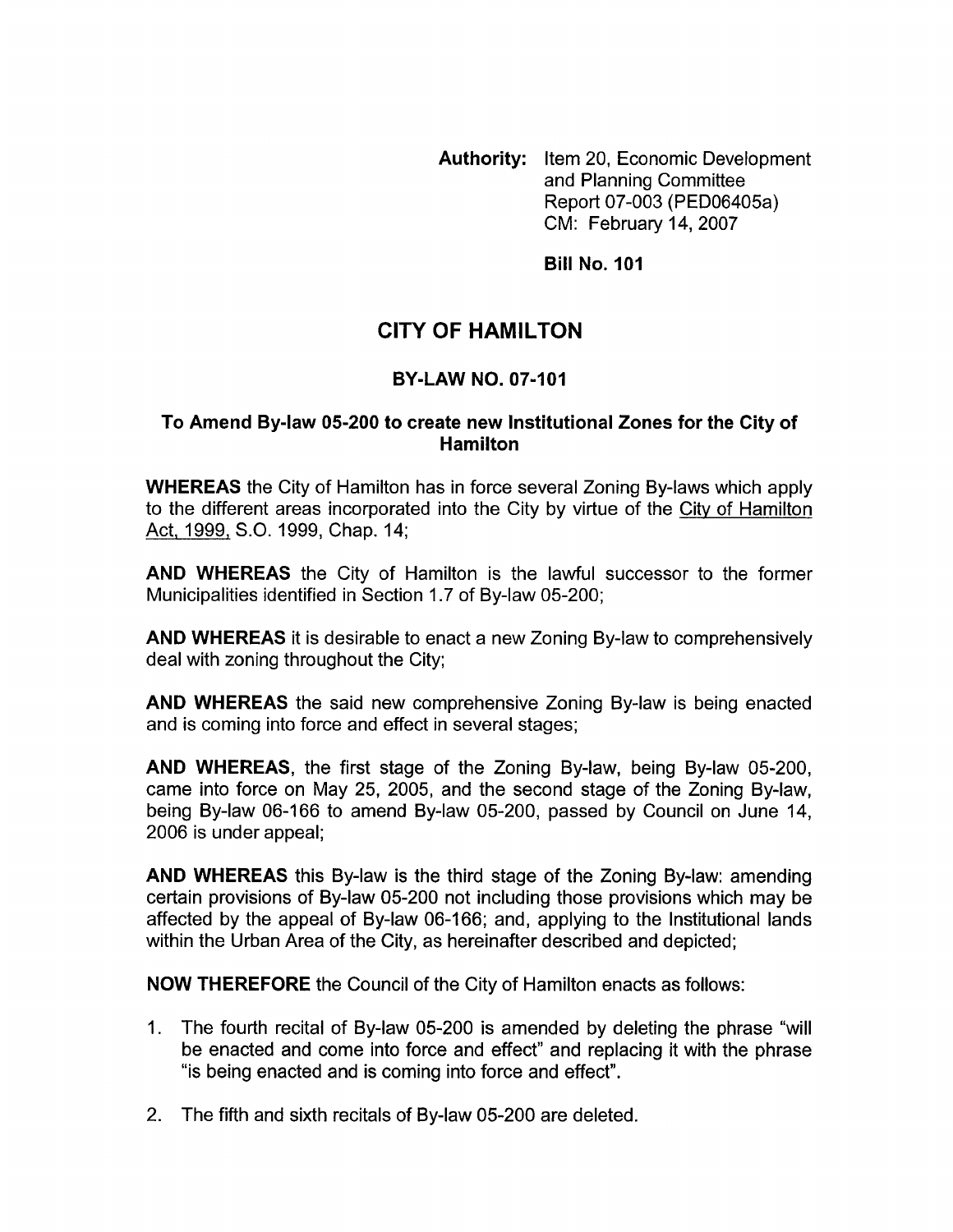**Authority:** Item 20, Economic Development and Planning Committee Report 07-003 (PED06405a) CM: February 14, 2007

**Bill No. 101**

# CITY OF HAMILTON

## BY-LAW NO. 07-101

### To Amend By-law 05-200 to create new Institutional Zones for the City of Hamilton

**WHEREAS** the City of Hamilton has in force several Zoning By-laws which apply to the different areas incorporated into the City by virtue of the City of Hamilton Act, 1999, S.O. 1999, Chap. 14;

**AND WHEREAS** the City of Hamilton is the lawful successor to the former Municipalities identified in Section 1.7 of By-law 05-200;

**AND WHEREAS** it is desirable to enact a new Zoning By-law to comprehensively deal with zoning throughout the City;

**AND WHEREAS** the said new comprehensive Zoning By-law is being enacted and is coming into force and effect in several stages;

**AND WHEREAS**, the first stage of the Zoning By-law, being By-law 05-200, came into force on May 25, 2005, and the second stage of the Zoning By-law, being By-law 06-166 to amend By-law 05-200, passed by Council on June 14, 2006 is under appeal;

**AND WHEREAS** this By-law is the third stage of the Zoning By-law: amending certain provisions of By-law 05-200 not including those provisions which may be affected by the appeal of By-law 06-166; and, applying to the Institutional lands within the Urban Area of the City, as hereinafter described and depicted;

**NOW THEREFORE** the Council of the City of Hamilton enacts as follows:

1. The fourth recital of By-law 05-200 is amended by deleting the phrase "will be enacted and come into force and effect" and replacing it with the phrase "is being enacted and is coming into force and effect".

2. The fifth and sixth recitals of By-law 05-200 are deleted.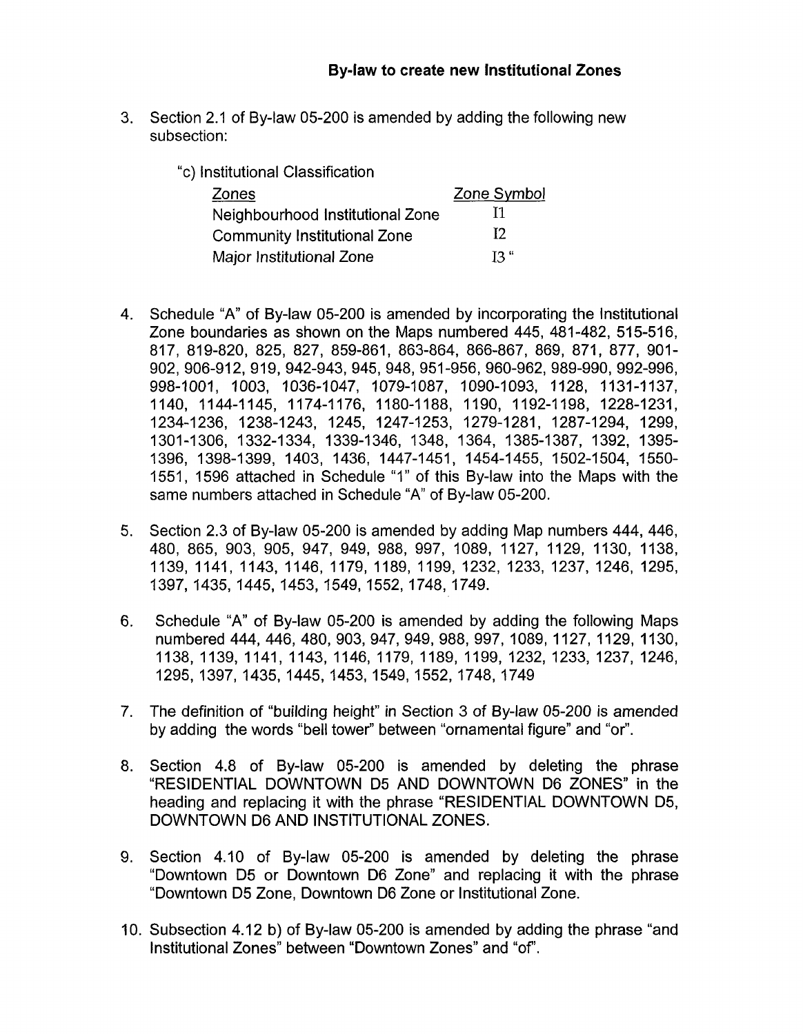**By-law to create new Institutional Zones**

3. Section 2.1 of By-law 05-200 is amended by adding the following new subsection:

   "c) Institutional Classification

   | Zones | Zone Symbol |
   |---|---|
   | Neighbourhood Institutional Zone | I1 |
   | Community Institutional Zone | I2 |
   | Major Institutional Zone | I3 " |

4. Schedule "A" of By-law 05-200 is amended by incorporating the Institutional Zone boundaries as shown on the Maps numbered 445, 481-482, 515-516, 817, 819-820, 825, 827, 859-861, 863-864, 866-867, 869, 871, 877, 901-902, 906-912, 919, 942-943, 945, 948, 951-956, 960-962, 989-990, 992-996, 998-1001, 1003, 1036-1047, 1079-1087, 1090-1093, 1128, 1131-1137, 1140, 1144-1145, 1174-1176, 1180-1188, 1190, 1192-1198, 1228-1231, 1234-1236, 1238-1243, 1245, 1247-1253, 1279-1281, 1287-1294, 1299, 1301-1306, 1332-1334, 1339-1346, 1348, 1364, 1385-1387, 1392, 1395-1396, 1398-1399, 1403, 1436, 1447-1451, 1454-1455, 1502-1504, 1550-1551, 1596 attached in Schedule "1" of this By-law into the Maps with the same numbers attached in Schedule "A" of By-law 05-200.

5. Section 2.3 of By-law 05-200 is amended by adding Map numbers 444, 446, 480, 865, 903, 905, 947, 949, 988, 997, 1089, 1127, 1129, 1130, 1138, 1139, 1141, 1143, 1146, 1179, 1189, 1199, 1232, 1233, 1237, 1246, 1295, 1397, 1435, 1445, 1453, 1549, 1552, 1748, 1749.

6. Schedule "A" of By-law 05-200 is amended by adding the following Maps numbered 444, 446, 480, 903, 947, 949, 988, 997, 1089, 1127, 1129, 1130, 1138, 1139, 1141, 1143, 1146, 1179, 1189, 1199, 1232, 1233, 1237, 1246, 1295, 1397, 1435, 1445, 1453, 1549, 1552, 1748, 1749

7. The definition of "building height" in Section 3 of By-law 05-200 is amended by adding the words "bell tower" between "ornamental figure" and "or".

8. Section 4.8 of By-law 05-200 is amended by deleting the phrase "RESIDENTIAL DOWNTOWN D5 AND DOWNTOWN D6 ZONES" in the heading and replacing it with the phrase "RESIDENTIAL DOWNTOWN D5, DOWNTOWN D6 AND INSTITUTIONAL ZONES.

9. Section 4.10 of By-law 05-200 is amended by deleting the phrase "Downtown D5 or Downtown D6 Zone" and replacing it with the phrase "Downtown D5 Zone, Downtown D6 Zone or Institutional Zone.

10. Subsection 4.12 b) of By-law 05-200 is amended by adding the phrase "and Institutional Zones" between "Downtown Zones" and "of".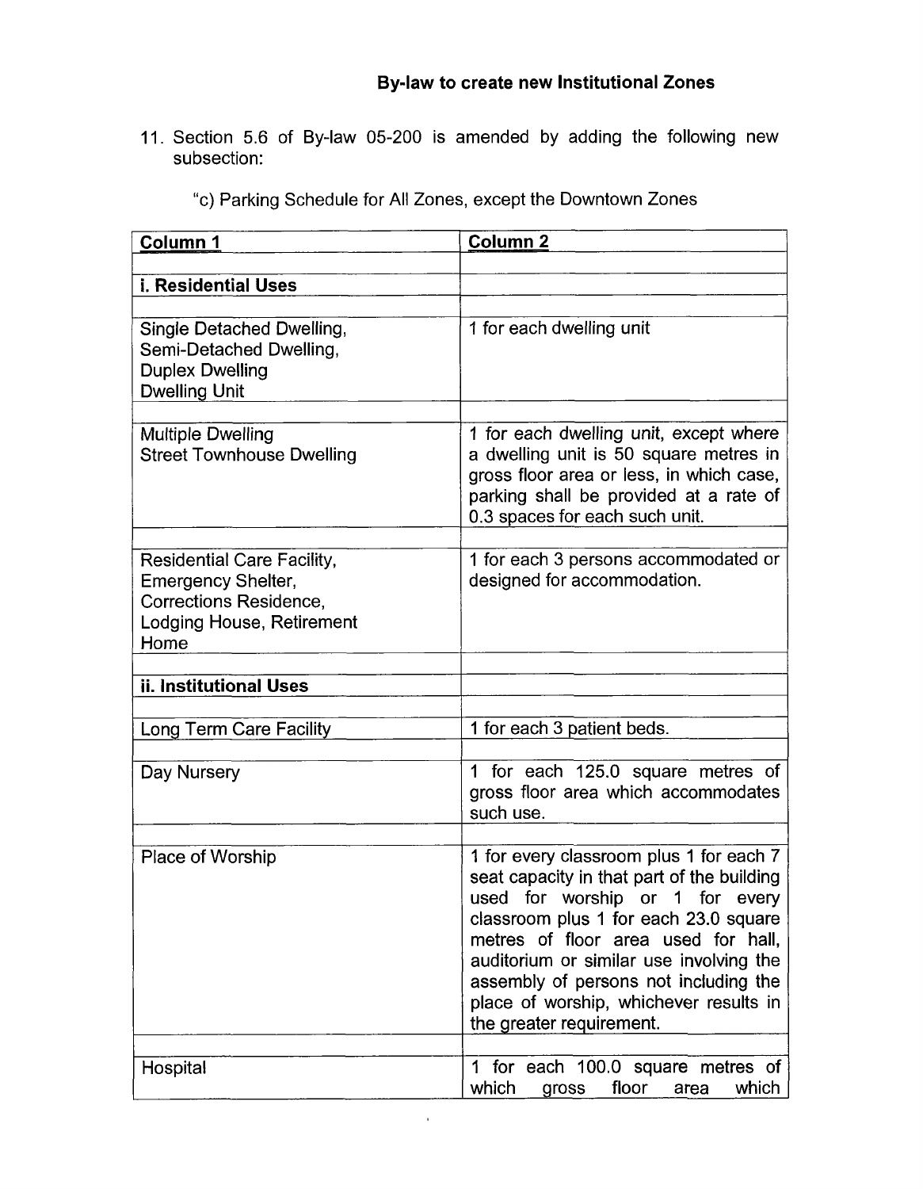## By-law to create new Institutional Zones

11. Section 5.6 of By-law 05-200 is amended by adding the following new subsection:

"c) Parking Schedule for All Zones, except the Downtown Zones

| Column 1 | Column 2 |
|---|---|
| **i. Residential Uses** | |
| Single Detached Dwelling, Semi-Detached Dwelling, Duplex Dwelling Dwelling Unit | 1 for each dwelling unit |
| Multiple Dwelling Street Townhouse Dwelling | 1 for each dwelling unit, except where a dwelling unit is 50 square metres in gross floor area or less, in which case, parking shall be provided at a rate of 0.3 spaces for each such unit. |
| Residential Care Facility, Emergency Shelter, Corrections Residence, Lodging House, Retirement Home | 1 for each 3 persons accommodated or designed for accommodation. |
| **ii. Institutional Uses** | |
| Long Term Care Facility | 1 for each 3 patient beds. |
| Day Nursery | 1 for each 125.0 square metres of gross floor area which accommodates such use. |
| Place of Worship | 1 for every classroom plus 1 for each 7 seat capacity in that part of the building used for worship or 1 for every classroom plus 1 for each 23.0 square metres of floor area used for hall, auditorium or similar use involving the assembly of persons not including the place of worship, whichever in results in the greater requirement. |
| Hospital | 1 for each 100.0 square metres of which gross floor area which |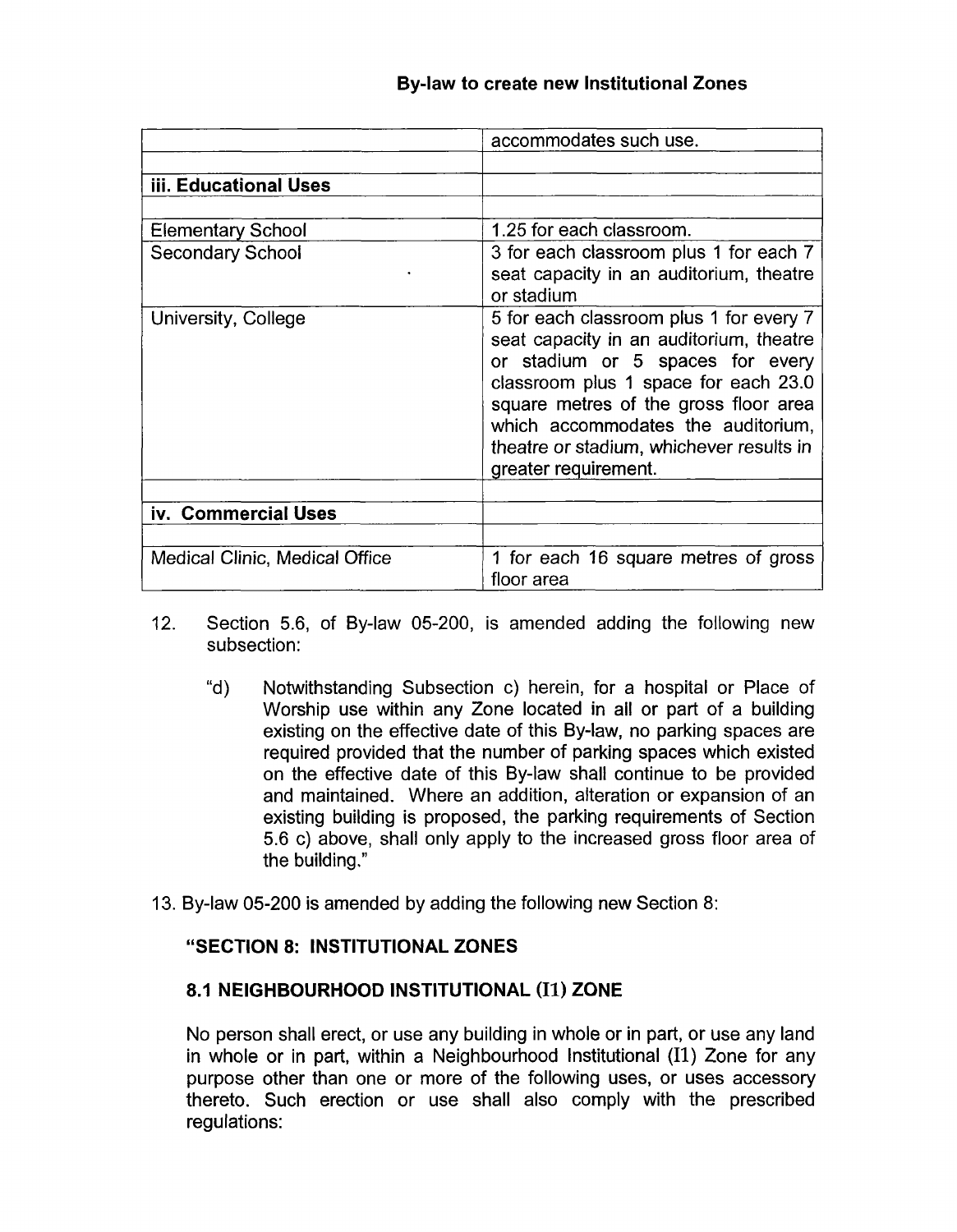| | |
|---|---|
| | accommodates such use. |
| | |
| **iii. Educational Uses** | |
| | |
| Elementary School | 1.25 for each classroom. |
| Secondary School | 3 for each classroom plus 1 for each 7 seat capacity in an auditorium, theatre or stadium |
| University, College | 5 for each classroom plus 1 for every 7 seat capacity in an auditorium, theatre or stadium or 5 spaces for every classroom plus 1 space for each 23.0 square metres of the gross floor area which accommodates the auditorium, theatre or stadium, whichever results in greater requirement. |
| | |
| **iv. Commercial Uses** | |
| | |
| Medical Clinic, Medical Office | 1 for each 16 square metres of gross floor area |

12. Section 5.6, of By-law 05-200, is amended adding the following new subsection:

    "d) Notwithstanding Subsection c) herein, for a hospital or Place of Worship use within any Zone located in all or part of a building existing on the effective date of this By-law, no parking spaces are required provided that the number of parking spaces which existed on the effective date of this By-law shall continue to be provided and maintained. Where an addition, alteration or expansion of an existing building is proposed, the parking requirements of Section 5.6 c) above, shall only apply to the increased gross floor area of the building."

13. By-law 05-200 is amended by adding the following new Section 8:

**"SECTION 8: INSTITUTIONAL ZONES**

**8.1 NEIGHBOURHOOD INSTITUTIONAL (I1) ZONE**

No person shall erect, or use any building in whole or in part, or use any land in whole or in part, within a Neighbourhood Institutional (I1) Zone for any purpose other than one or more of the following uses, or uses accessory thereto. Such erection or use shall also comply with the prescribed regulations: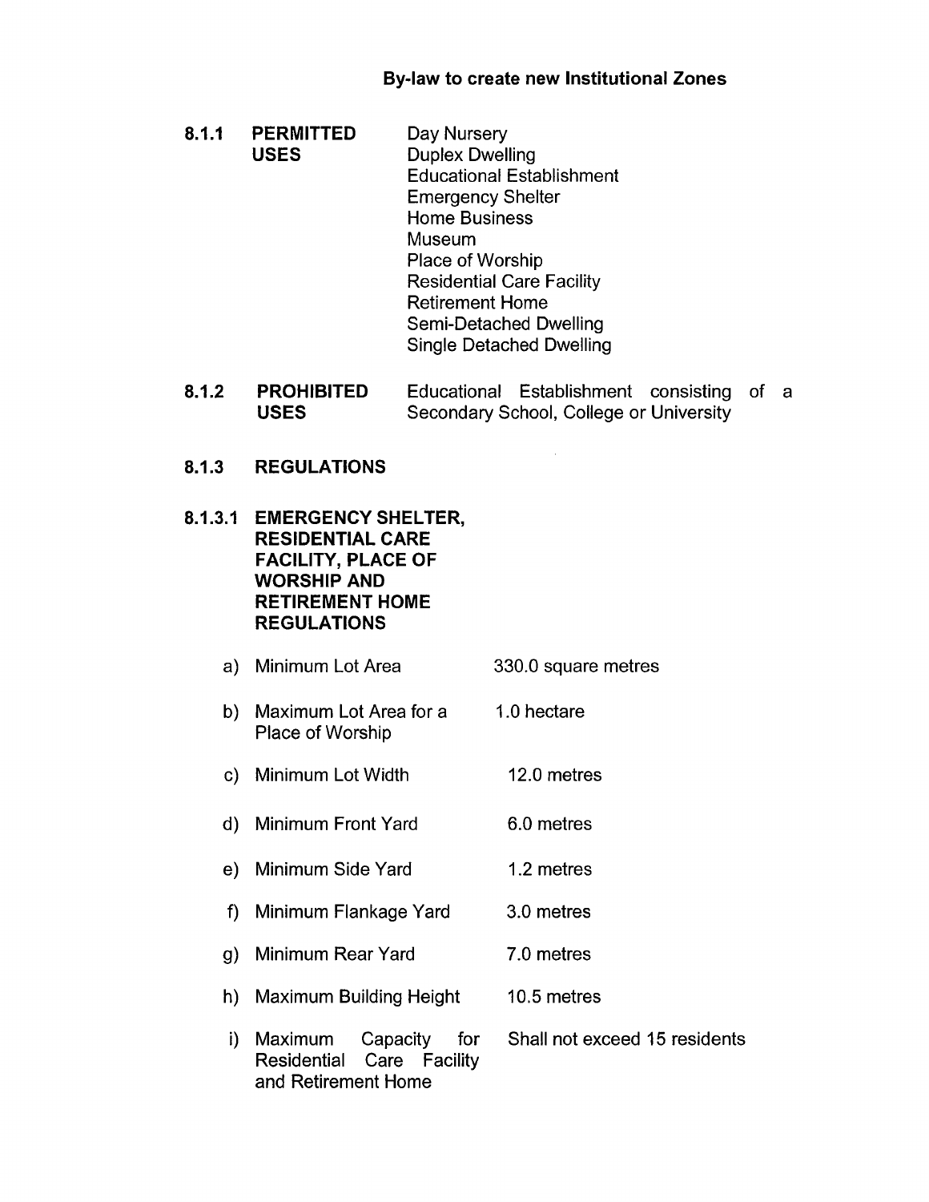**By-law to create new Institutional Zones**

**8.1.1 PERMITTED USES**

Day Nursery
Duplex Dwelling
Educational Establishment
Emergency Shelter
Home Business
Museum
Place of Worship
Residential Care Facility
Retirement Home
Semi-Detached Dwelling
Single Detached Dwelling

**8.1.2 PROHIBITED USES**

Educational Establishment consisting of a Secondary School, College or University

**8.1.3 REGULATIONS**

**8.1.3.1 EMERGENCY SHELTER, RESIDENTIAL CARE FACILITY, PLACE OF WORSHIP AND RETIREMENT HOME REGULATIONS**

| | | |
|---|---|---|
| a) | Minimum Lot Area | 330.0 square metres |
| b) | Maximum Lot Area for a Place of Worship | 1.0 hectare |
| c) | Minimum Lot Width | 12.0 metres |
| d) | Minimum Front Yard | 6.0 metres |
| e) | Minimum Side Yard | 1.2 metres |
| f) | Minimum Flankage Yard | 3.0 metres |
| g) | Minimum Rear Yard | 7.0 metres |
| h) | Maximum Building Height | 10.5 metres |
| i) | Maximum Capacity for Residential Care Facility and Retirement Home | Shall not exceed 15 residents |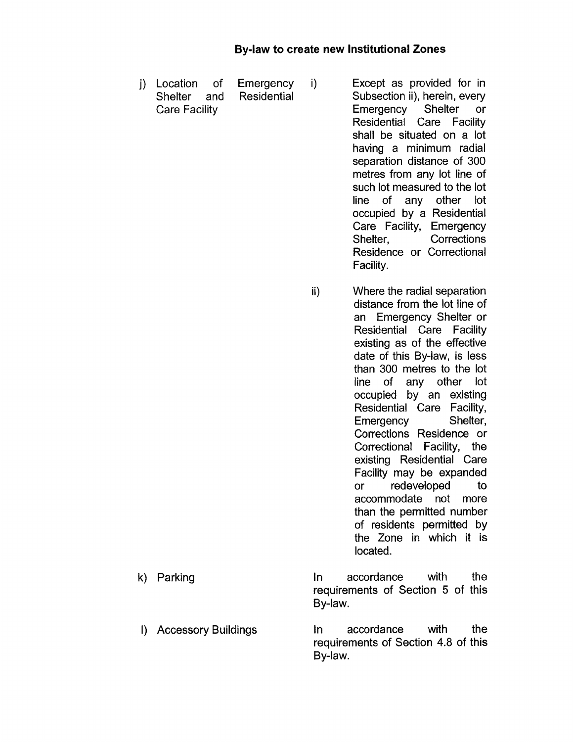## By-law to create new Institutional Zones

| | | |
|---|---|---|
| j) Location of Emergency Shelter and Residential Care Facility | i) | Except as provided for in Subsection ii), herein, every Emergency Shelter or Residential Care Facility shall be situated on a lot having a minimum radial separation distance of 300 metres from any lot line of such lot measured to the lot line of any other lot occupied by a Residential Care Facility, Emergency Shelter, Corrections Residence or Correctional Facility. |
| | ii) | Where the radial separation distance from the lot line of an Emergency Shelter or Residential Care Facility existing as of the effective date of this By-law, is less than 300 metres to the lot line of any other lot occupied by an existing Residential Care Facility, Emergency Shelter, Corrections Residence or Correctional Facility, the existing Residential Care Facility may be expanded or redeveloped to accommodate not more than the permitted number of residents permitted by the Zone in which it is located. |
| k) Parking | | In accordance with the requirements of Section 5 of this By-law. |
| l) Accessory Buildings | | In accordance with the requirements of Section 4.8 of this By-law. |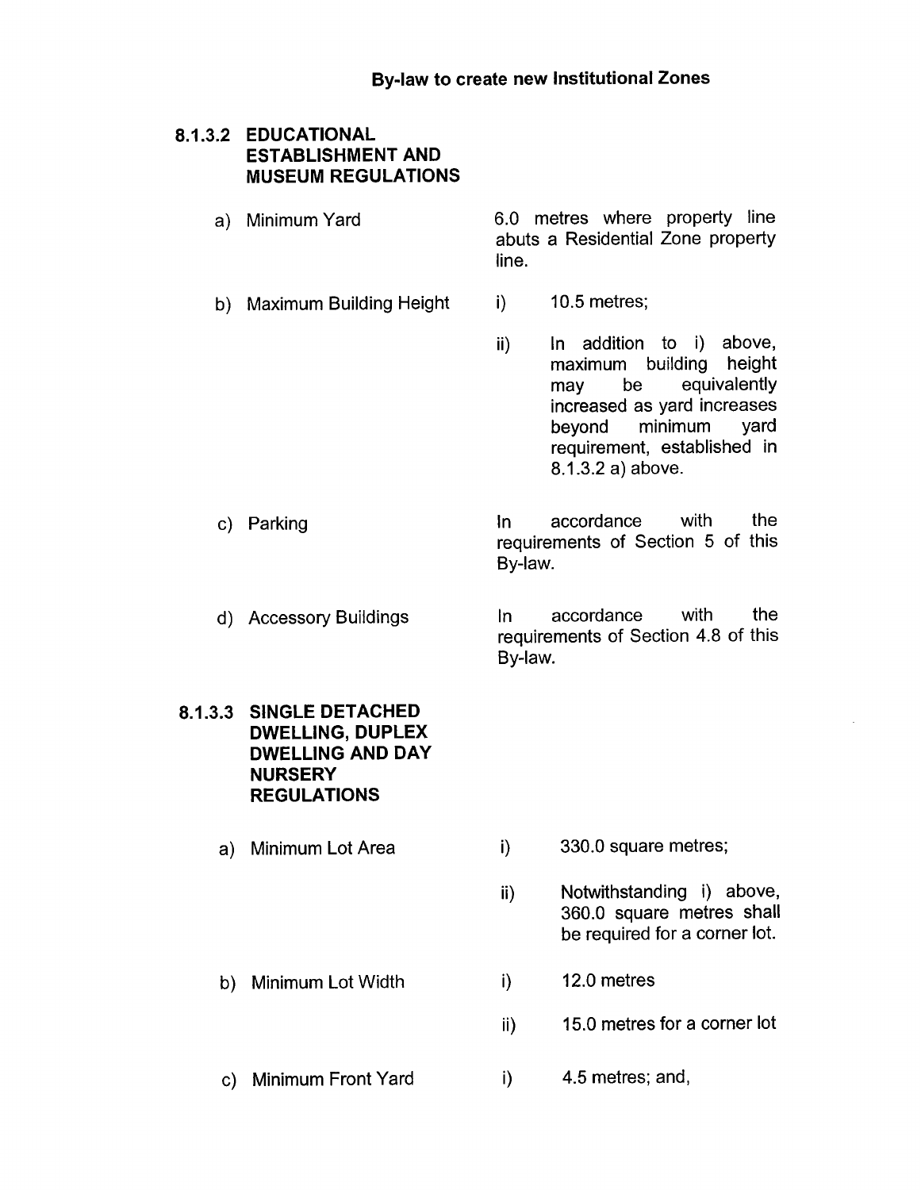By-law to create new Institutional Zones

**8.1.3.2 EDUCATIONAL ESTABLISHMENT AND MUSEUM REGULATIONS**

a) Minimum Yard — 6.0 metres where property line abuts a Residential Zone property line.

b) Maximum Building Height
   - i) 10.5 metres;
   - ii) In addition to i) above, maximum building height may be equivalently increased as yard increases beyond minimum yard requirement, established in 8.1.3.2 a) above.

c) Parking — In accordance with the requirements of Section 5 of this By-law.

d) Accessory Buildings — In accordance with the requirements of Section 4.8 of this By-law.

**8.1.3.3 SINGLE DETACHED DWELLING, DUPLEX DWELLING AND DAY NURSERY REGULATIONS**

a) Minimum Lot Area
   - i) 330.0 square metres;
   - ii) Notwithstanding i) above, 360.0 square metres shall be required for a corner lot.

b) Minimum Lot Width
   - i) 12.0 metres
   - ii) 15.0 metres for a corner lot

c) Minimum Front Yard
   - i) 4.5 metres; and,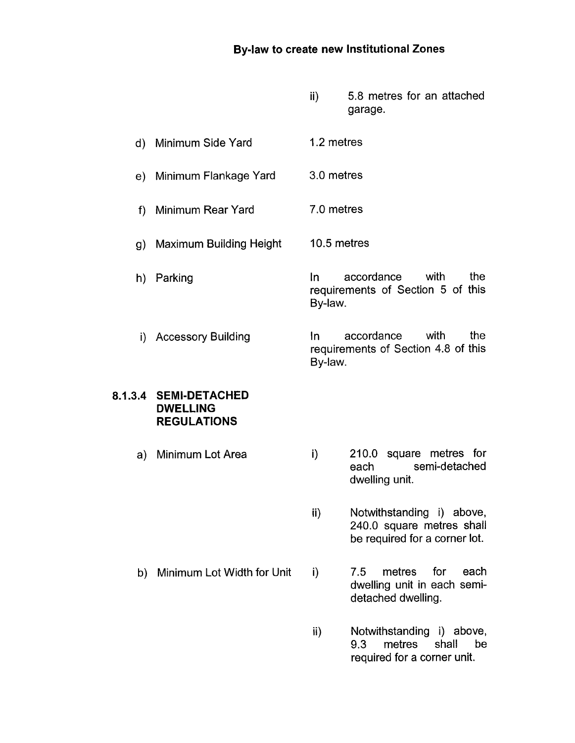ii) 5.8 metres for an attached garage.

d) Minimum Side Yard — 1.2 metres

e) Minimum Flankage Yard — 3.0 metres

f) Minimum Rear Yard — 7.0 metres

g) Maximum Building Height — 10.5 metres

h) Parking — In accordance with the requirements of Section 5 of this By-law.

i) Accessory Building — In accordance with the requirements of Section 4.8 of this By-law.

**8.1.3.4 SEMI-DETACHED DWELLING REGULATIONS**

a) Minimum Lot Area

i) 210.0 square metres for each semi-detached dwelling unit.

ii) Notwithstanding i) above, 240.0 square metres shall be required for a corner lot.

b) Minimum Lot Width for Unit

i) 7.5 metres for each dwelling unit in each semi-detached dwelling.

ii) Notwithstanding i) above, 9.3 metres shall be required for a corner unit.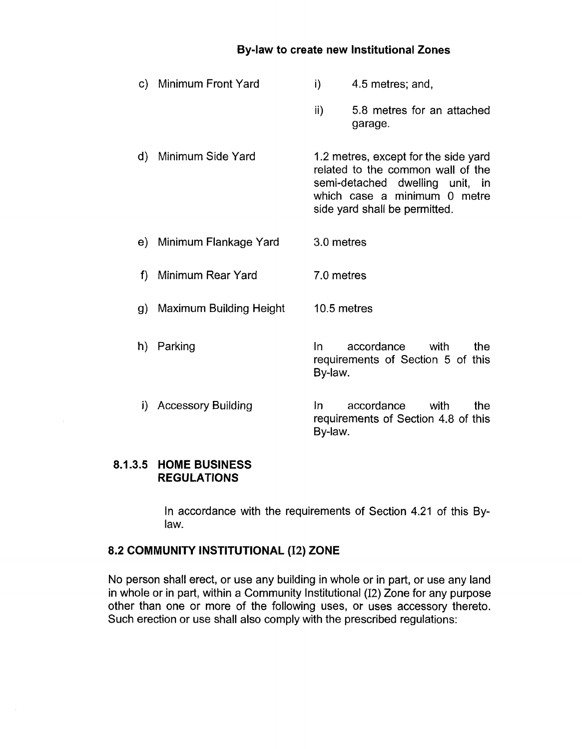c) Minimum Front Yard

i) 4.5 metres; and,

ii) 5.8 metres for an attached garage.

d) Minimum Side Yard

1.2 metres, except for the side yard related to the common wall of the semi-detached dwelling unit, in which case a minimum 0 metre side yard shall be permitted.

e) Minimum Flankage Yard

3.0 metres

f) Minimum Rear Yard

7.0 metres

g) Maximum Building Height

10.5 metres

h) Parking

In accordance with the requirements of Section 5 of this By-law.

i) Accessory Building

In accordance with the requirements of Section 4.8 of this By-law.

#### 8.1.3.5 HOME BUSINESS REGULATIONS

In accordance with the requirements of Section 4.21 of this By-law.

### 8.2 COMMUNITY INSTITUTIONAL (I2) ZONE

No person shall erect, or use any building in whole or in part, or use any land in whole or in part, within a Community Institutional (I2) Zone for any purpose other than one or more of the following uses, or uses accessory thereto. Such erection or use shall also comply with the prescribed regulations: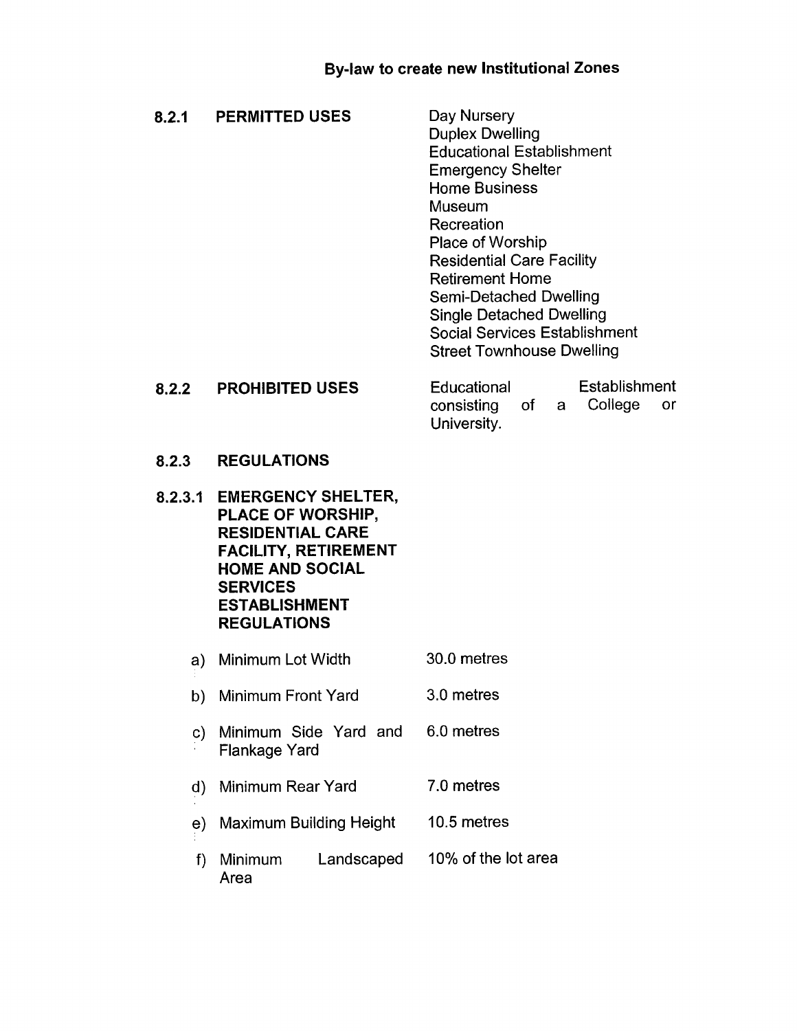**By-law to create new Institutional Zones**

**8.2.1 PERMITTED USES**

Day Nursery
Duplex Dwelling
Educational Establishment
Emergency Shelter
Home Business
Museum
Recreation
Place of Worship
Residential Care Facility
Retirement Home
Semi-Detached Dwelling
Single Detached Dwelling
Social Services Establishment
Street Townhouse Dwelling

**8.2.2 PROHIBITED USES**

Educational Establishment consisting of a College or University.

**8.2.3 REGULATIONS**

**8.2.3.1 EMERGENCY SHELTER, PLACE OF WORSHIP, RESIDENTIAL CARE FACILITY, RETIREMENT HOME AND SOCIAL SERVICES ESTABLISHMENT REGULATIONS**

a) Minimum Lot Width — 30.0 metres

b) Minimum Front Yard — 3.0 metres

c) Minimum Side Yard and Flankage Yard — 6.0 metres

d) Minimum Rear Yard — 7.0 metres

e) Maximum Building Height — 10.5 metres

f) Minimum Landscaped Area — 10% of the lot area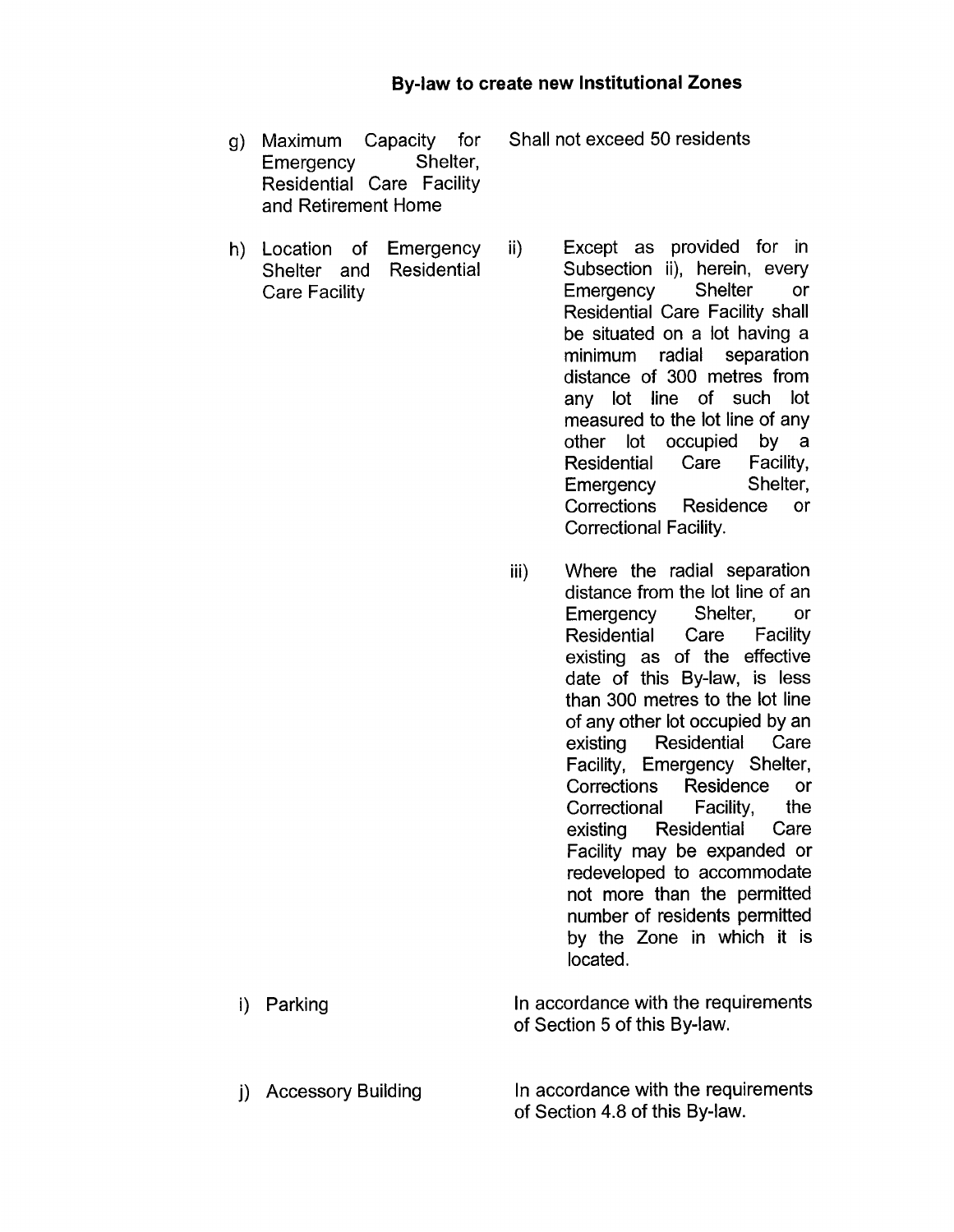**By-law to create new Institutional Zones**

| | |
|---|---|
| g) Maximum Capacity for Emergency Shelter, Residential Care Facility and Retirement Home | Shall not exceed 50 residents |
| h) Location of Emergency Shelter and Residential Care Facility | ii) Except as provided for in Subsection ii), herein, every Emergency Shelter or Residential Care Facility shall be situated on a lot having a minimum radial separation distance of 300 metres from any lot line of such lot measured to the lot line of any other lot occupied by a Residential Care Facility, Emergency Shelter, Corrections Residence or Correctional Facility.<br><br>iii) Where the radial separation distance from the lot line of an Emergency Shelter, or Residential Care Facility existing as of the effective date of this By-law, is less than 300 metres to the lot line of any other lot occupied by an existing Residential Care Facility, Emergency Shelter, Corrections Residence or Correctional Facility, the existing Residential Care Facility may be expanded or redeveloped to accommodate not more than the permitted number of residents permitted by the Zone in which it is located. |
| i) Parking | In accordance with the requirements of Section 5 of this By-law. |
| j) Accessory Building | In accordance with the requirements of Section 4.8 of this By-law. |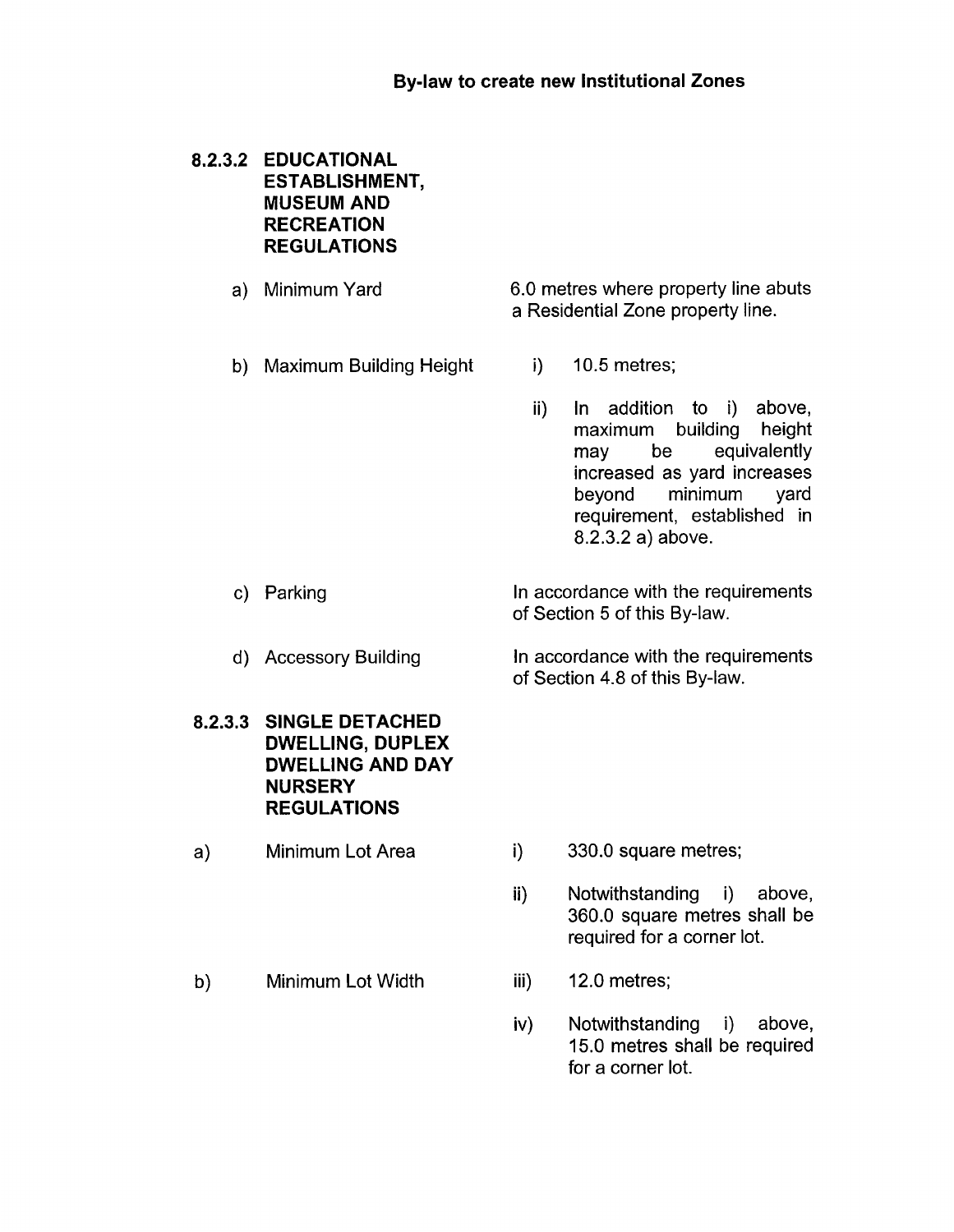**By-law to create new Institutional Zones**

**8.2.3.2 EDUCATIONAL ESTABLISHMENT, MUSEUM AND RECREATION REGULATIONS**

a) Minimum Yard — 6.0 metres where property line abuts a Residential Zone property line.

b) Maximum Building Height
   - i) 10.5 metres;
   - ii) In addition to i) above, maximum building height may be equivalently increased as yard increases beyond minimum yard requirement, established in 8.2.3.2 a) above.

c) Parking — In accordance with the requirements of Section 5 of this By-law.

d) Accessory Building — In accordance with the requirements of Section 4.8 of this By-law.

**8.2.3.3 SINGLE DETACHED DWELLING, DUPLEX DWELLING AND DAY NURSERY REGULATIONS**

a) Minimum Lot Area
   - i) 330.0 square metres;
   - ii) Notwithstanding i) above, 360.0 square metres shall be required for a corner lot.

b) Minimum Lot Width
   - iii) 12.0 metres;
   - iv) Notwithstanding i) above, 15.0 metres shall be required for a corner lot.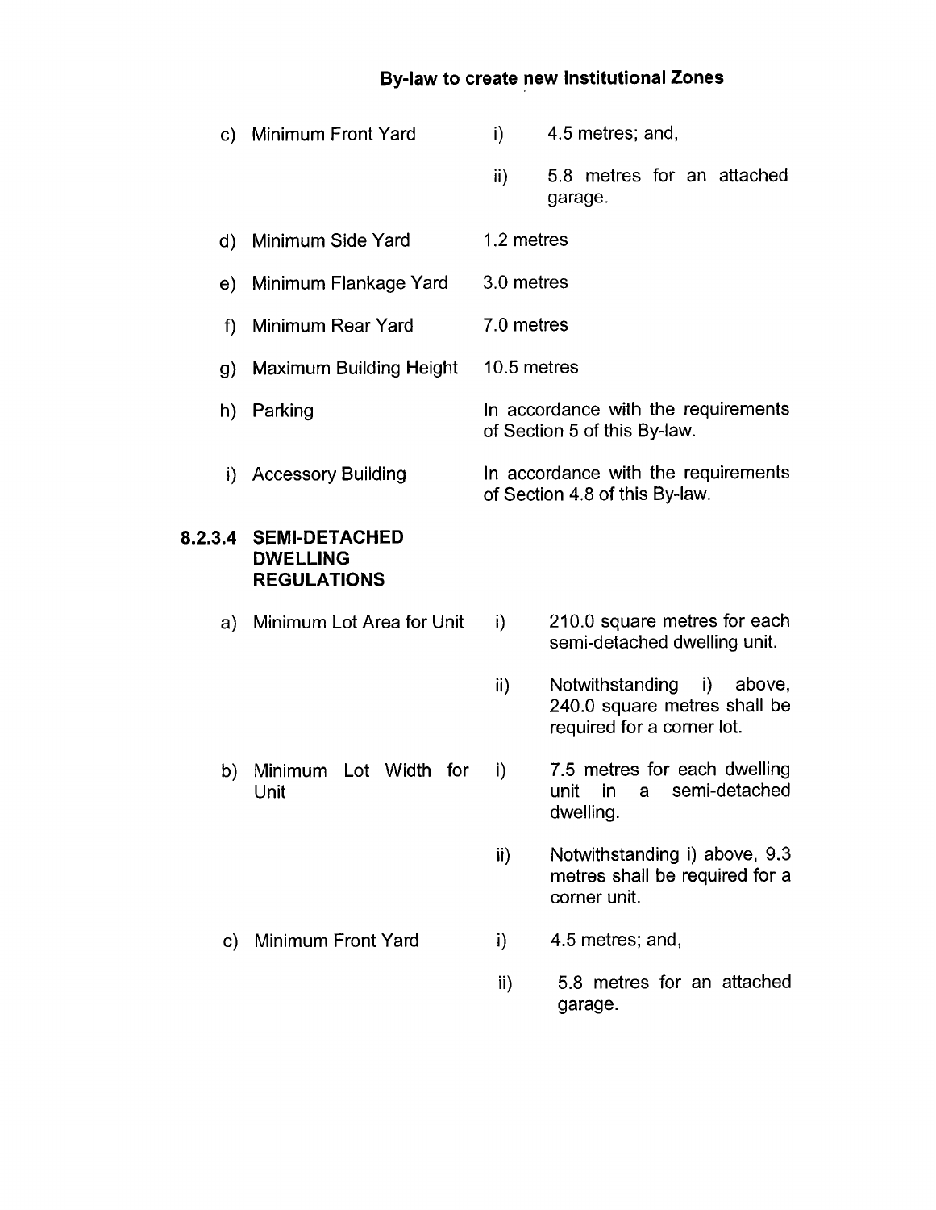c) Minimum Front Yard
   i) 4.5 metres; and,
   ii) 5.8 metres for an attached garage.

d) Minimum Side Yard — 1.2 metres

e) Minimum Flankage Yard — 3.0 metres

f) Minimum Rear Yard — 7.0 metres

g) Maximum Building Height — 10.5 metres

h) Parking — In accordance with the requirements of Section 5 of this By-law.

i) Accessory Building — In accordance with the requirements of Section 4.8 of this By-law.

**8.2.3.4 SEMI-DETACHED DWELLING REGULATIONS**

a) Minimum Lot Area for Unit
   i) 210.0 square metres for each semi-detached dwelling unit.
   ii) Notwithstanding i) above, 240.0 square metres shall be required for a corner lot.

b) Minimum Lot Width for Unit
   i) 7.5 metres for each dwelling unit in a semi-detached dwelling.
   ii) Notwithstanding i) above, 9.3 metres shall be required for a corner unit.

c) Minimum Front Yard
   i) 4.5 metres; and,
   ii) 5.8 metres for an attached garage.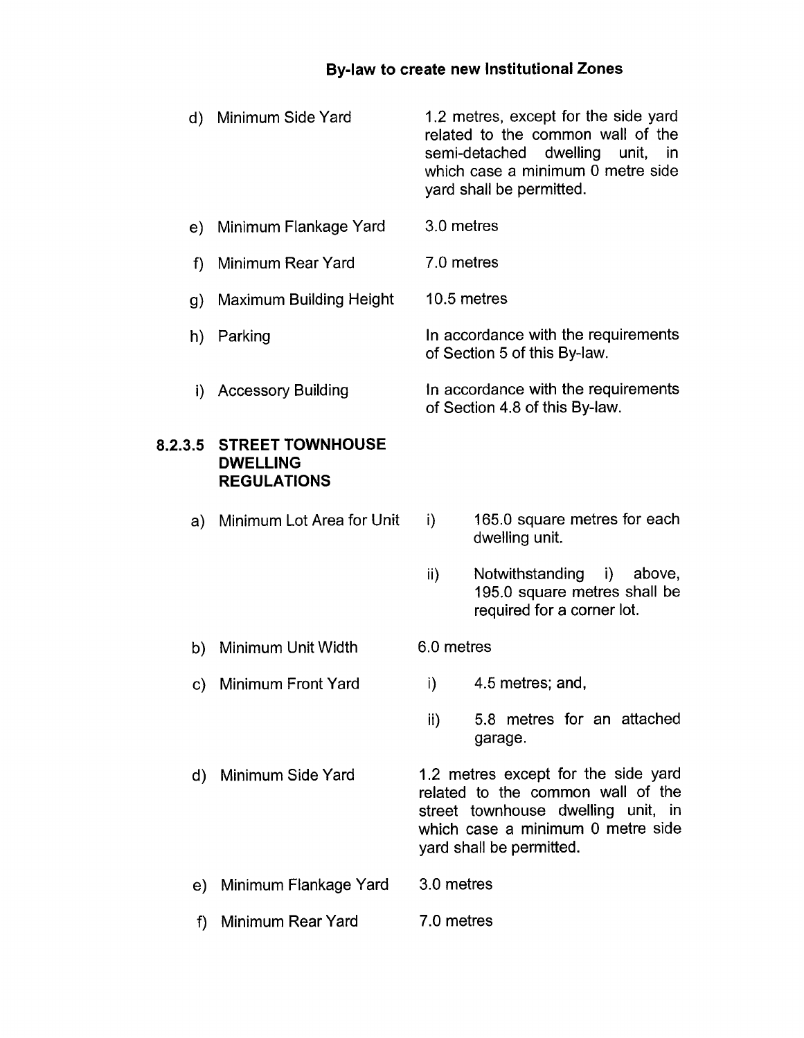## By-law to create new Institutional Zones

d) Minimum Side Yard — 1.2 metres, except for the side yard related to the common wall of the semi-detached dwelling unit, in which case a minimum 0 metre side yard shall be permitted.

e) Minimum Flankage Yard — 3.0 metres

f) Minimum Rear Yard — 7.0 metres

g) Maximum Building Height — 10.5 metres

h) Parking — In accordance with the requirements of Section 5 of this By-law.

i) Accessory Building — In accordance with the requirements of Section 4.8 of this By-law.

### 8.2.3.5 STREET TOWNHOUSE DWELLING REGULATIONS

a) Minimum Lot Area for Unit
- i) 165.0 square metres for each dwelling unit.
- ii) Notwithstanding i) above, 195.0 square metres shall be required for a corner lot.

b) Minimum Unit Width — 6.0 metres

c) Minimum Front Yard
- i) 4.5 metres; and,
- ii) 5.8 metres for an attached garage.

d) Minimum Side Yard — 1.2 metres except for the side yard related to the common wall of the street townhouse dwelling unit, in which case a minimum 0 metre side yard shall be permitted.

e) Minimum Flankage Yard — 3.0 metres

f) Minimum Rear Yard — 7.0 metres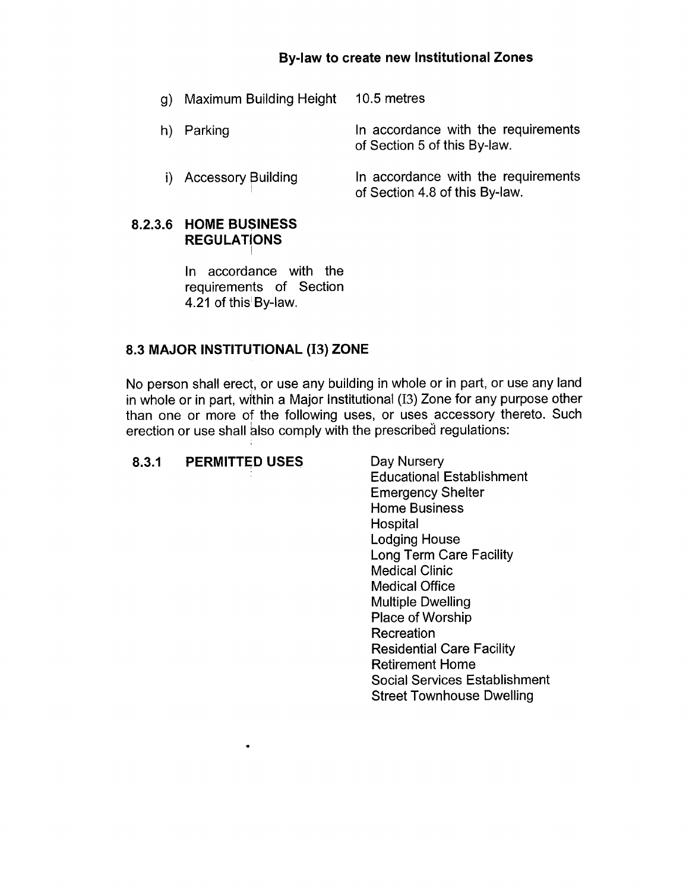g) Maximum Building Height 10.5 metres

h) Parking In accordance with the requirements of Section 5 of this By-law.

i) Accessory Building In accordance with the requirements of Section 4.8 of this By-law.

### 8.2.3.6 HOME BUSINESS REGULATIONS

In accordance with the requirements of Section 4.21 of this By-law.

## 8.3 MAJOR INSTITUTIONAL (I3) ZONE

No person shall erect, or use any building in whole or in part, or use any land in whole or in part, within a Major Institutional (I3) Zone for any purpose other than one or more of the following uses, or uses accessory thereto. Such erection or use shall also comply with the prescribed regulations:

### 8.3.1 PERMITTED USES

Day Nursery
Educational Establishment
Emergency Shelter
Home Business
Hospital
Lodging House
Long Term Care Facility
Medical Clinic
Medical Office
Multiple Dwelling
Place of Worship
Recreation
Residential Care Facility
Retirement Home
Social Services Establishment
Street Townhouse Dwelling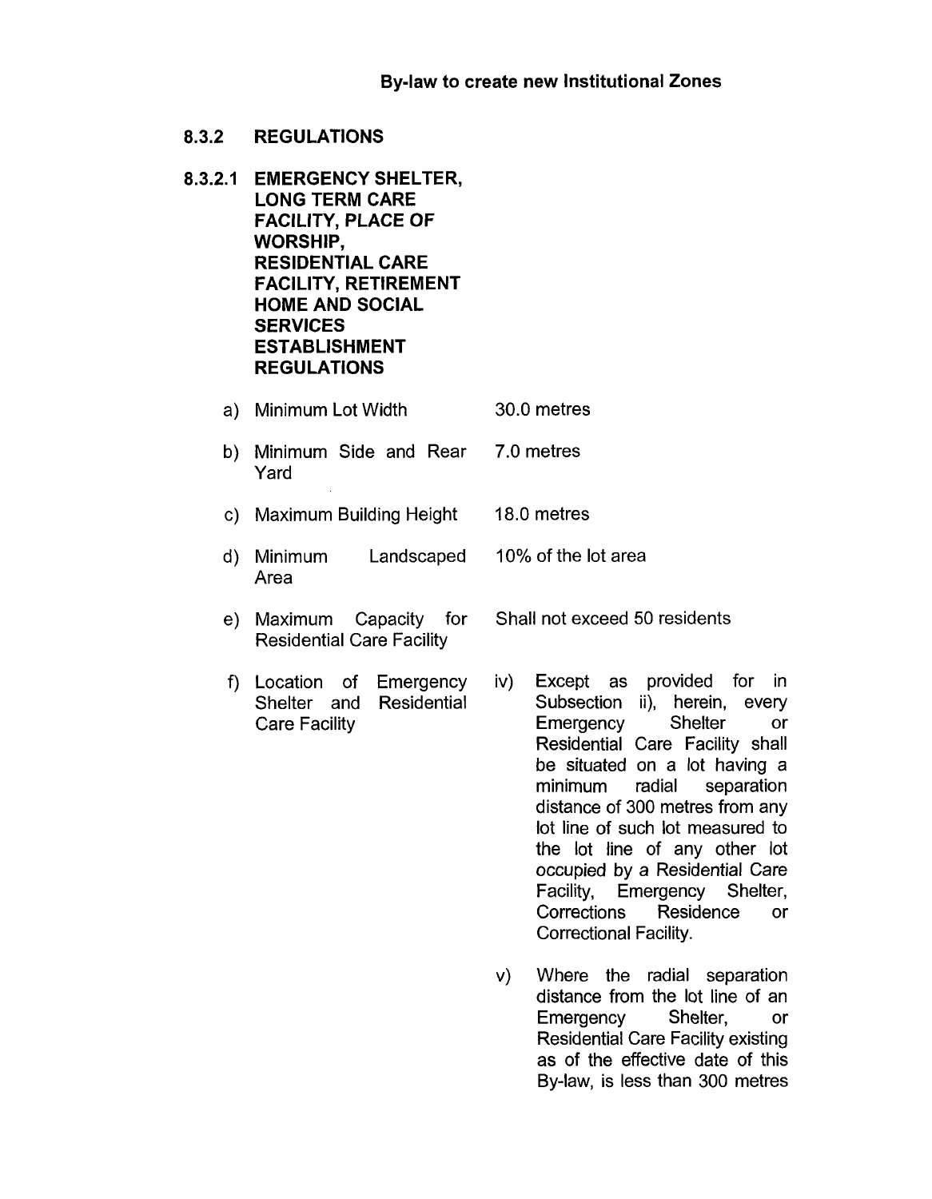**By-law to create new Institutional Zones**

### 8.3.2 REGULATIONS

#### 8.3.2.1 EMERGENCY SHELTER, LONG TERM CARE FACILITY, PLACE OF WORSHIP, RESIDENTIAL CARE FACILITY, RETIREMENT HOME AND SOCIAL SERVICES ESTABLISHMENT REGULATIONS

a) Minimum Lot Width — 30.0 metres

b) Minimum Side and Rear Yard — 7.0 metres

c) Maximum Building Height — 18.0 metres

d) Minimum Landscaped Area — 10% of the lot area

e) Maximum Capacity for Residential Care Facility — Shall not exceed 50 residents

f) Location of Emergency Shelter and Residential Care Facility

iv) Except as provided for in Subsection ii), herein, every Emergency Shelter or Residential Care Facility shall be situated on a lot having a minimum radial separation distance of 300 metres from any lot line of such lot measured to the lot line of any other lot occupied by a Residential Care Facility, Emergency Shelter, Corrections Residence or Correctional Facility.

v) Where the radial separation distance from the lot line of an Emergency Shelter, or Residential Care Facility existing as of the effective date of this By-law, is less than 300 metres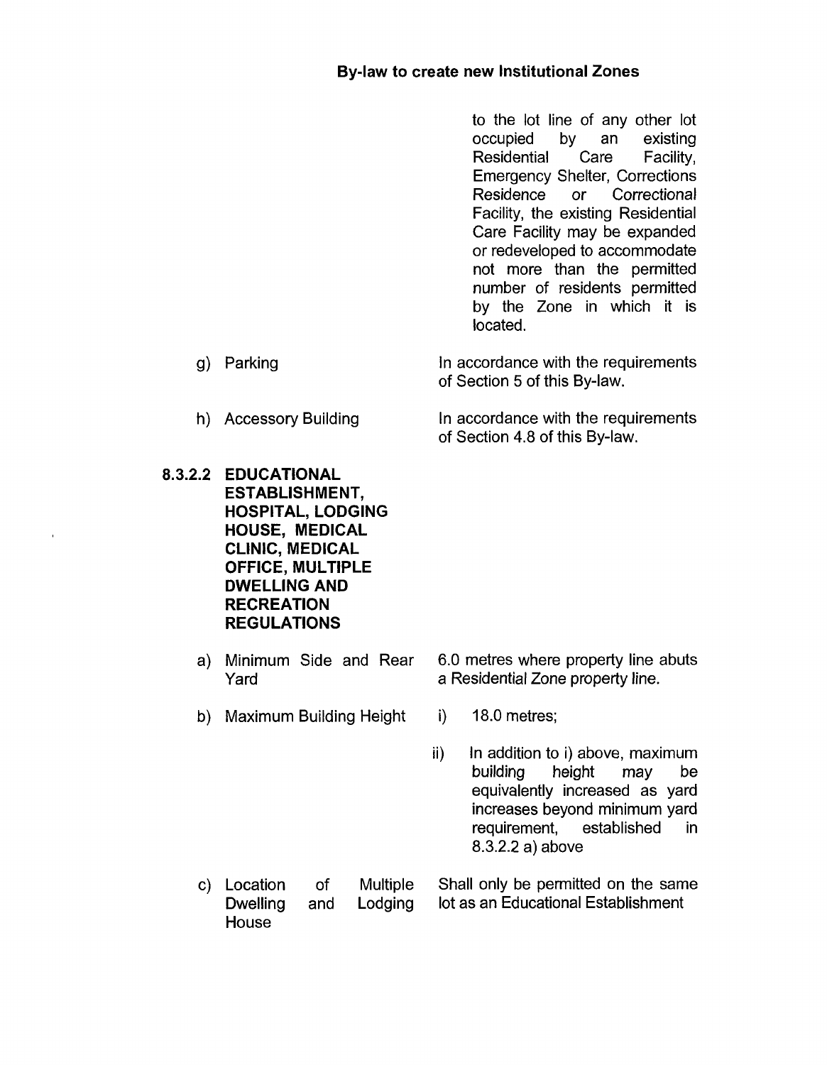to the lot line of any other lot occupied by an existing Residential Care Facility, Emergency Shelter, Corrections Residence or Correctional Facility, the existing Residential Care Facility may be expanded or redeveloped to accommodate not more than the permitted number of residents permitted by the Zone in which it is located.

g) Parking — In accordance with the requirements of Section 5 of this By-law.

h) Accessory Building — In accordance with the requirements of Section 4.8 of this By-law.

**8.3.2.2 EDUCATIONAL ESTABLISHMENT, HOSPITAL, LODGING HOUSE, MEDICAL CLINIC, MEDICAL OFFICE, MULTIPLE DWELLING AND RECREATION REGULATIONS**

a) Minimum Side and Rear Yard — 6.0 metres where property line abuts a Residential Zone property line.

b) Maximum Building Height

i) 18.0 metres;

ii) In addition to i) above, maximum building height may be equivalently increased as yard increases beyond minimum yard requirement, established in 8.3.2.2 a) above

c) Location of Multiple Dwelling and Lodging House — Shall only be permitted on the same lot as an Educational Establishment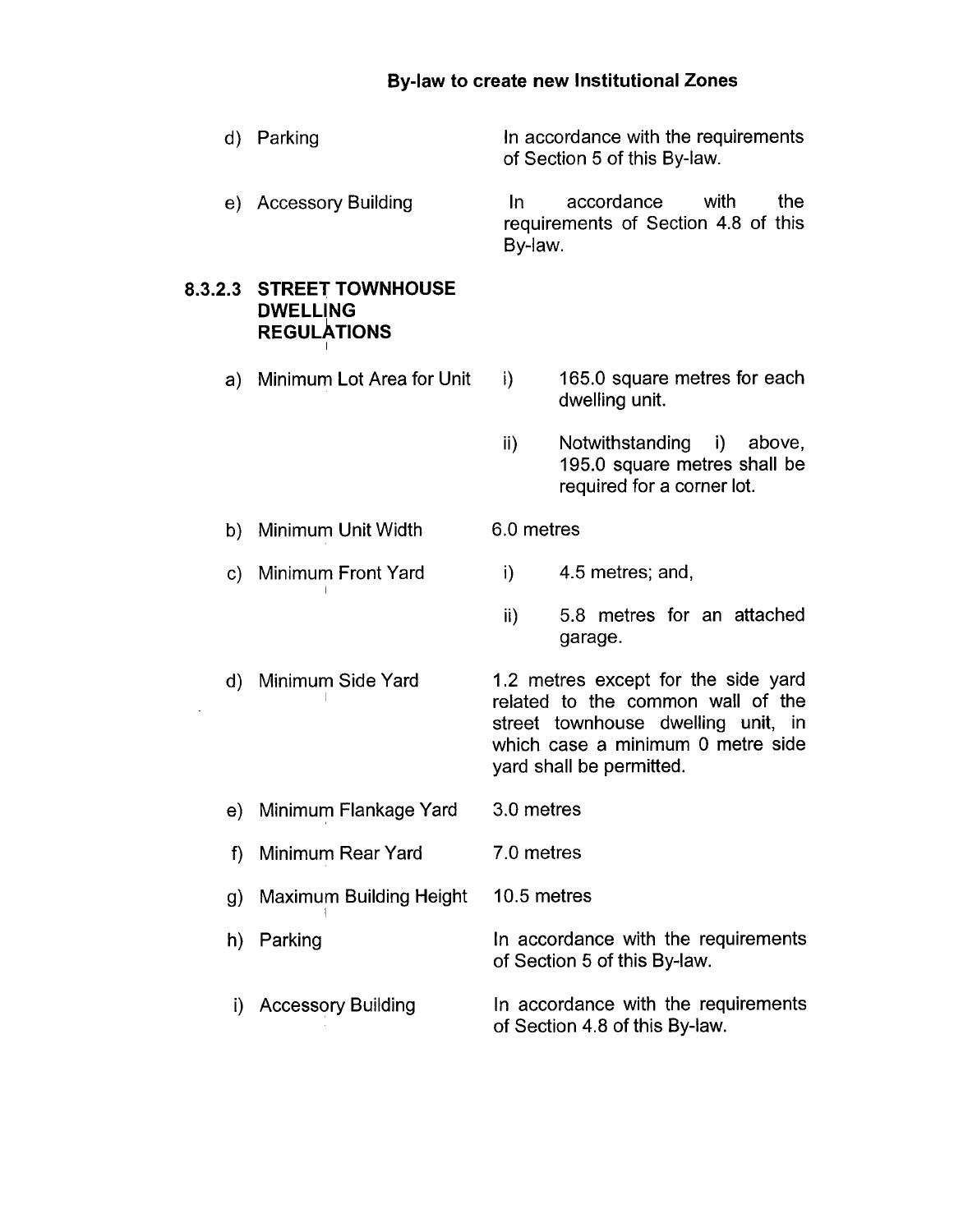**By-law to create new Institutional Zones**

d) Parking — In accordance with the requirements of Section 5 of this By-law.

e) Accessory Building — In accordance with the requirements of Section 4.8 of this By-law.

### 8.3.2.3 STREET TOWNHOUSE DWELLING REGULATIONS

a) Minimum Lot Area for Unit
   - i) 165.0 square metres for each dwelling unit.
   - ii) Notwithstanding i) above, 195.0 square metres shall be required for a corner lot.

b) Minimum Unit Width — 6.0 metres

c) Minimum Front Yard
   - i) 4.5 metres; and,
   - ii) 5.8 metres for an attached garage.

d) Minimum Side Yard — 1.2 metres except for the side yard related to the common wall of the street townhouse dwelling unit, in which case a minimum 0 metre side yard shall be permitted.

e) Minimum Flankage Yard — 3.0 metres

f) Minimum Rear Yard — 7.0 metres

g) Maximum Building Height — 10.5 metres

h) Parking — In accordance with the requirements of Section 5 of this By-law.

i) Accessory Building — In accordance with the requirements of Section 4.8 of this By-law.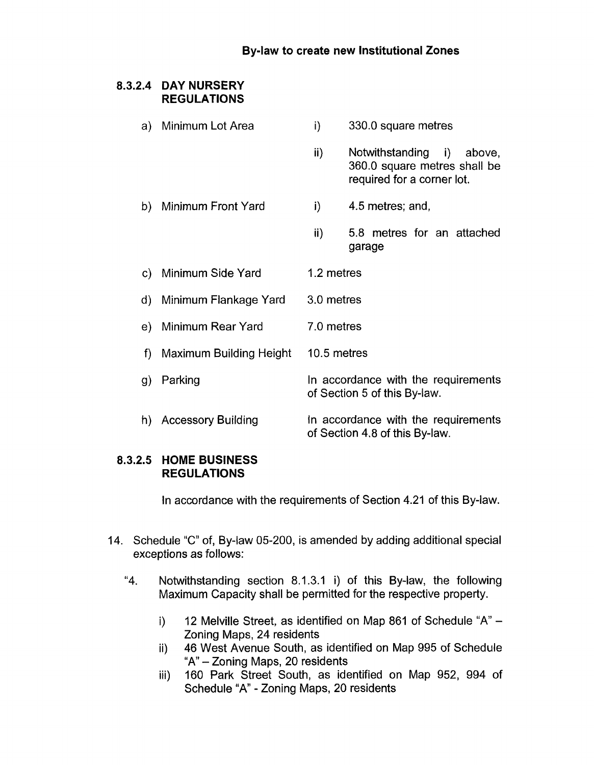**By-law to create new Institutional Zones**

**8.3.2.4 DAY NURSERY REGULATIONS**

| | | |
|---|---|---|
| a) | Minimum Lot Area | i) 330.0 square metres<br>ii) Notwithstanding i) above, 360.0 square metres shall be required for a corner lot. |
| b) | Minimum Front Yard | i) 4.5 metres; and,<br>ii) 5.8 metres for an attached garage |
| c) | Minimum Side Yard | 1.2 metres |
| d) | Minimum Flankage Yard | 3.0 metres |
| e) | Minimum Rear Yard | 7.0 metres |
| f) | Maximum Building Height | 10.5 metres |
| g) | Parking | In accordance with the requirements of Section 5 of this By-law. |
| h) | Accessory Building | In accordance with the requirements of Section 4.8 of this By-law. |

**8.3.2.5 HOME BUSINESS REGULATIONS**

In accordance with the requirements of Section 4.21 of this By-law.

14. Schedule "C" of, By-law 05-200, is amended by adding additional special exceptions as follows:

"4. Notwithstanding section 8.1.3.1 i) of this By-law, the following Maximum Capacity shall be permitted for the respective property.

i) 12 Melville Street, as identified on Map 861 of Schedule "A" – Zoning Maps, 24 residents
ii) 46 West Avenue South, as identified on Map 995 of Schedule "A" – Zoning Maps, 20 residents
iii) 160 Park Street South, as identified on Map 952, 994 of Schedule "A" - Zoning Maps, 20 residents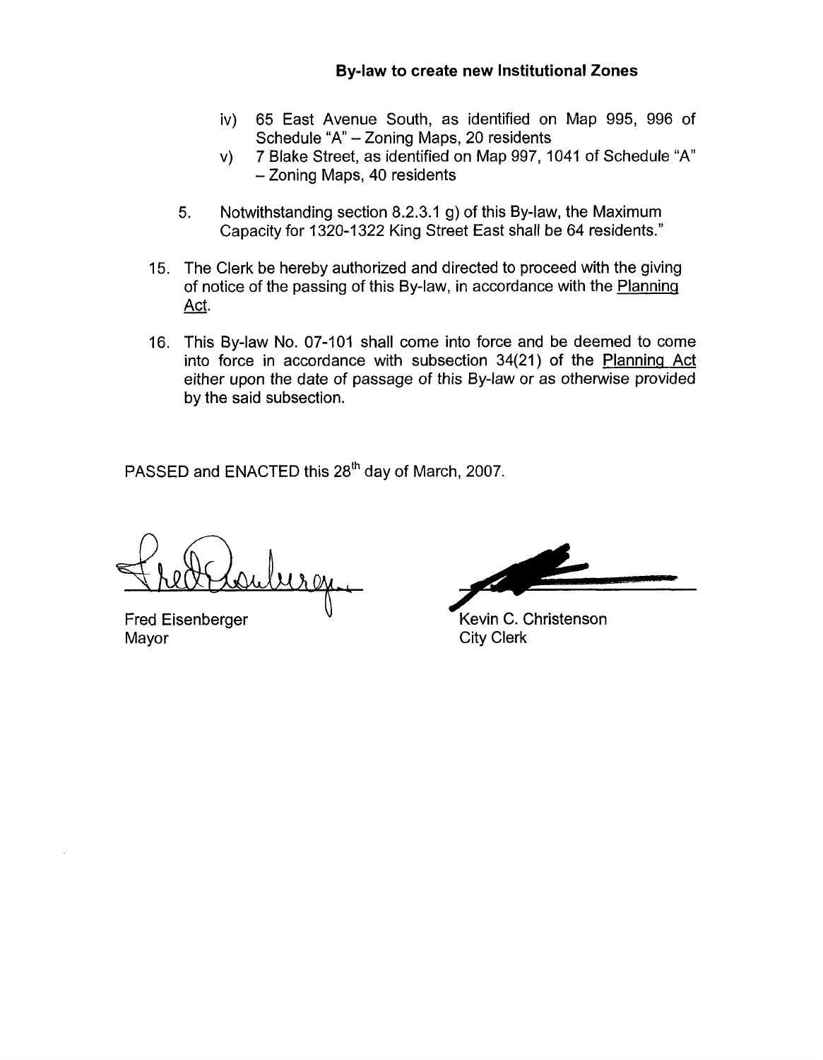**By-law to create new Institutional Zones**

iv) 65 East Avenue South, as identified on Map 995, 996 of Schedule "A" – Zoning Maps, 20 residents

v) 7 Blake Street, as identified on Map 997, 1041 of Schedule "A" – Zoning Maps, 40 residents

5. Notwithstanding section 8.2.3.1 g) of this By-law, the Maximum Capacity for 1320-1322 King Street East shall be 64 residents."

15. The Clerk be hereby authorized and directed to proceed with the giving of notice of the passing of this By-law, in accordance with the Planning Act.

16. This By-law No. 07-101 shall come into force and be deemed to come into force in accordance with subsection 34(21) of the Planning Act either upon the date of passage of this By-law or as otherwise provided by the said subsection.

PASSED and ENACTED this 28th day of March, 2007.

Fred Eisenberger
Mayor

Kevin C. Christenson
City Clerk